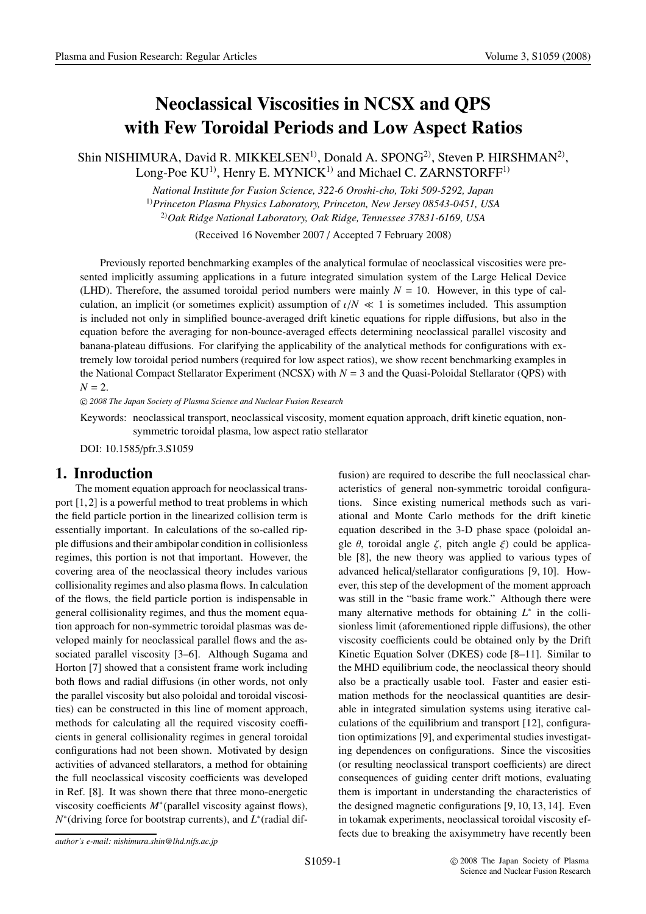# Neoclassical Viscosities in NCSX and QPS with Few Toroidal Periods and Low Aspect Ratios

Shin NISHIMURA, David R. MIKKELSEN[1], Donald A. SPONG[2], Steven P. HIRSHMAN[2], Long-Poe KU[1], Henry E. MYNICK[1] and Michael C. ZARNSTORFF[1]

*National Institute for Fusion Science, 322-6 Oroshi-cho, Toki 509-5292, Japan*
[1]*Princeton Plasma Physics Laboratory, Princeton, New Jersey 08543-0451, USA*
[2]*Oak Ridge National Laboratory, Oak Ridge, Tennessee 37831-6169, USA*

(Received 16 November 2007 / Accepted 7 February 2008)

Previously reported benchmarking examples of the analytical formulae of neoclassical viscosities were presented implicitly assuming applications in a future integrated simulation system of the Large Helical Device (LHD). Therefore, the assumed toroidal period numbers were mainly $N = 10$. However, in this type of calculation, an implicit (or sometimes explicit) assumption of $\iota/N \ll 1$ is sometimes included. This assumption is included not only in simplified bounce-averaged drift kinetic equations for ripple diffusions, but also in the equation before the averaging for non-bounce-averaged effects determining neoclassical parallel viscosity and banana-plateau diffusions. For clarifying the applicability of the analytical methods for configurations with extremely low toroidal period numbers (required for low aspect ratios), we show recent benchmarking examples in the National Compact Stellarator Experiment (NCSX) with $N = 3$ and the Quasi-Poloidal Stellarator (QPS) with $N = 2$.

© 2008 The Japan Society of Plasma Science and Nuclear Fusion Research

Keywords: neoclassical transport, neoclassical viscosity, moment equation approach, drift kinetic equation, non-symmetric toroidal plasma, low aspect ratio stellarator

DOI: 10.1585/pfr.3.S1059

## 1. Inroduction

The moment equation approach for neoclassical transport [1, 2] is a powerful method to treat problems in which the field particle portion in the linearized collision term is essentially important. In calculations of the so-called ripple diffusions and their ambipolar condition in collisionless regimes, this portion is not that important. However, the covering area of the neoclassical theory includes various collisionality regimes and also plasma flows. In calculation of the flows, the field particle portion is indispensable in general collisionality regimes, and thus the moment equation approach for non-symmetric toroidal plasmas was developed mainly for neoclassical parallel flows and the associated parallel viscosity [3–6]. Although Sugama and Horton [7] showed that a consistent frame work including both flows and radial diffusions (in other words, not only the parallel viscosity but also poloidal and toroidal viscosities) can be constructed in this line of moment approach, methods for calculating all the required viscosity coefficients in general collisionality regimes in general toroidal configurations had not been shown. Motivated by design activities of advanced stellarators, a method for obtaining the full neoclassical viscosity coefficients was developed in Ref. [8]. It was shown there that three mono-energetic viscosity coefficients $M^*$ (parallel viscosity against flows), $N^*$ (driving force for bootstrap currents), and $L^*$ (radial diffusion) are required to describe the full neoclassical characteristics of general non-symmetric toroidal configurations. Since existing numerical methods such as variational and Monte Carlo methods for the drift kinetic equation described in the 3-D phase space (poloidal angle $\theta$, toroidal angle $\zeta$, pitch angle $\xi$) could be applicable [8], the new theory was applied to various types of advanced helical/stellarator configurations [9, 10]. However, this step of the development of the moment approach was still in the "basic frame work." Although there were many alternative methods for obtaining $L^*$ in the collisionless limit (aforementioned ripple diffusions), the other viscosity coefficients could be obtained only by the Drift Kinetic Equation Solver (DKES) code [8–11]. Similar to the MHD equilibrium code, the neoclassical theory should also be a practically usable tool. Faster and easier estimation methods for the neoclassical quantities are desirable in integrated simulation systems using iterative calculations of the equilibrium and transport [12], configuration optimizations [9], and experimental studies investigating dependences on configurations. Since the viscosities (or resulting neoclassical transport coefficients) are direct consequences of guiding center drift motions, evaluating them is important in understanding the characteristics of the designed magnetic configurations [9, 10, 13, 14]. Even in tokamak experiments, neoclassical toroidal viscosity effects due to breaking the axisymmetry have recently been

*author's e-mail: nishimura.shin@lhd.nifs.ac.jp*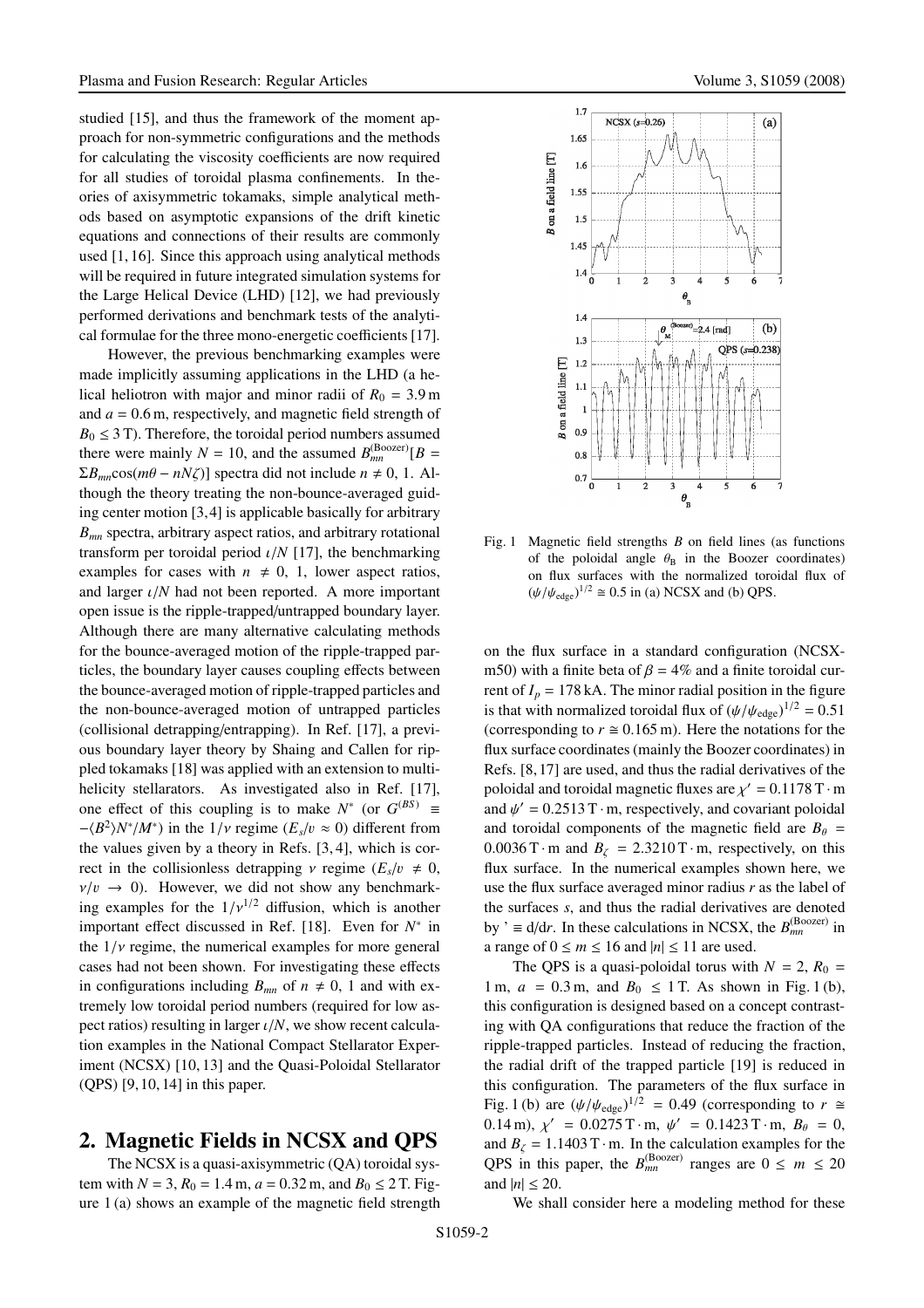studied [15], and thus the framework of the moment approach for non-symmetric configurations and the methods for calculating the viscosity coefficients are now required for all studies of toroidal plasma confinements. In theories of axisymmetric tokamaks, simple analytical methods based on asymptotic expansions of the drift kinetic equations and connections of their results are commonly used [1, 16]. Since this approach using analytical methods will be required in future integrated simulation systems for the Large Helical Device (LHD) [12], we had previously performed derivations and benchmark tests of the analytical formulae for the three mono-energetic coefficients [17].

However, the previous benchmarking examples were made implicitly assuming applications in the LHD (a helical heliotron with major and minor radii of $R_0 = 3.9\,\mathrm{m}$ and $a = 0.6\,\mathrm{m}$, respectively, and magnetic field strength of $B_0 \leq 3\,\mathrm{T}$). Therefore, the toroidal period numbers assumed there were mainly $N = 10$, and the assumed $B_{mn}^{(\mathrm{Boozer})}[B = \Sigma B_{mn}\cos(m\theta - nN\zeta)]$ spectra did not include $n \neq 0, 1$. Although the theory treating the non-bounce-averaged guiding center motion [3, 4] is applicable basically for arbitrary $B_{mn}$ spectra, arbitrary aspect ratios, and arbitrary rotational transform per toroidal period $\iota/N$ [17], the benchmarking examples for cases with $n \neq 0, 1$, lower aspect ratios, and larger $\iota/N$ had not been reported. A more important open issue is the ripple-trapped/untrapped boundary layer. Although there are many alternative calculating methods for the bounce-averaged motion of the ripple-trapped particles, the boundary layer causes coupling effects between the bounce-averaged motion of ripple-trapped particles and the non-bounce-averaged motion of untrapped particles (collisional detrapping/entrapping). In Ref. [17], a previous boundary layer theory by Shaing and Callen for rippled tokamaks [18] was applied with an extension to multi-helicity stellarators. As investigated also in Ref. [17], one effect of this coupling is to make $N^*$ (or $G^{(BS)} \equiv -\langle B^2\rangle N^*/M^*$) in the $1/\nu$ regime ($E_s/v \approx 0$) different from the values given by a theory in Refs. [3, 4], which is correct in the collisionless detrapping $\nu$ regime ($E_s/v \neq 0$, $\nu/v \to 0$). However, we did not show any benchmarking examples for the $1/\nu^{1/2}$ diffusion, which is another important effect discussed in Ref. [18]. Even for $N^*$ in the $1/\nu$ regime, the numerical examples for more general cases had not been shown. For investigating these effects in configurations including $B_{mn}$ of $n \neq 0, 1$ and with extremely low toroidal period numbers (required for low aspect ratios) resulting in larger $\iota/N$, we show recent calculation examples in the National Compact Stellarator Experiment (NCSX) [10, 13] and the Quasi-Poloidal Stellarator (QPS) [9, 10, 14] in this paper.

## 2. Magnetic Fields in NCSX and QPS

The NCSX is a quasi-axisymmetric (QA) toroidal system with $N = 3$, $R_0 = 1.4\,\mathrm{m}$, $a = 0.32\,\mathrm{m}$, and $B_0 \leq 2\,\mathrm{T}$. Figure 1 (a) shows an example of the magnetic field strength on the flux surface in a standard configuration (NCSX-m50) with a finite beta of $\beta = 4\%$ and a finite toroidal current of $I_p = 178\,\mathrm{kA}$. The minor radial position in the figure is that with normalized toroidal flux of $(\psi/\psi_{\mathrm{edge}})^{1/2} = 0.51$ (corresponding to $r \cong 0.165\,\mathrm{m}$). Here the notations for the flux surface coordinates (mainly the Boozer coordinates) in Refs. [8, 17] are used, and thus the radial derivatives of the poloidal and toroidal magnetic fluxes are $\chi' = 0.1178\,\mathrm{T\cdot m}$ and $\psi' = 0.2513\,\mathrm{T\cdot m}$, respectively, and covariant poloidal and toroidal components of the magnetic field are $B_\theta = 0.0036\,\mathrm{T\cdot m}$ and $B_\zeta = 2.3210\,\mathrm{T\cdot m}$, respectively, on this flux surface. In the numerical examples shown here, we use the flux surface averaged minor radius $r$ as the label of the surfaces $s$, and thus the radial derivatives are denoted by $' \equiv \mathrm{d}/\mathrm{d}r$. In these calculations in NCSX, the $B_{mn}^{(\mathrm{Boozer})}$ in a range of $0 \leq m \leq 16$ and $|n| \leq 11$ are used.

The QPS is a quasi-poloidal torus with $N = 2$, $R_0 = 1\,\mathrm{m}$, $a = 0.3\,\mathrm{m}$, and $B_0 \leq 1\,\mathrm{T}$. As shown in Fig. 1 (b), this configuration is designed based on a concept contrasting with QA configurations that reduce the fraction of the ripple-trapped particles. Instead of reducing the fraction, the radial drift of the trapped particle [19] is reduced in this configuration. The parameters of the flux surface in Fig. 1 (b) are $(\psi/\psi_{\mathrm{edge}})^{1/2} = 0.49$ (corresponding to $r \cong 0.14\,\mathrm{m}$), $\chi' = 0.0275\,\mathrm{T\cdot m}$, $\psi' = 0.1423\,\mathrm{T\cdot m}$, $B_\theta = 0$, and $B_\zeta = 1.1403\,\mathrm{T\cdot m}$. In the calculation examples for the QPS in this paper, the $B_{mn}^{(\mathrm{Boozer})}$ ranges are $0 \leq m \leq 20$ and $|n| \leq 20$.

We shall consider here a modeling method for these

Fig. 1 Magnetic field strengths $B$ on field lines (as functions of the poloidal angle $\theta_{\mathrm{B}}$ in the Boozer coordinates) on flux surfaces with the normalized toroidal flux of $(\psi/\psi_{\mathrm{edge}})^{1/2} \cong 0.5$ in (a) NCSX and (b) QPS.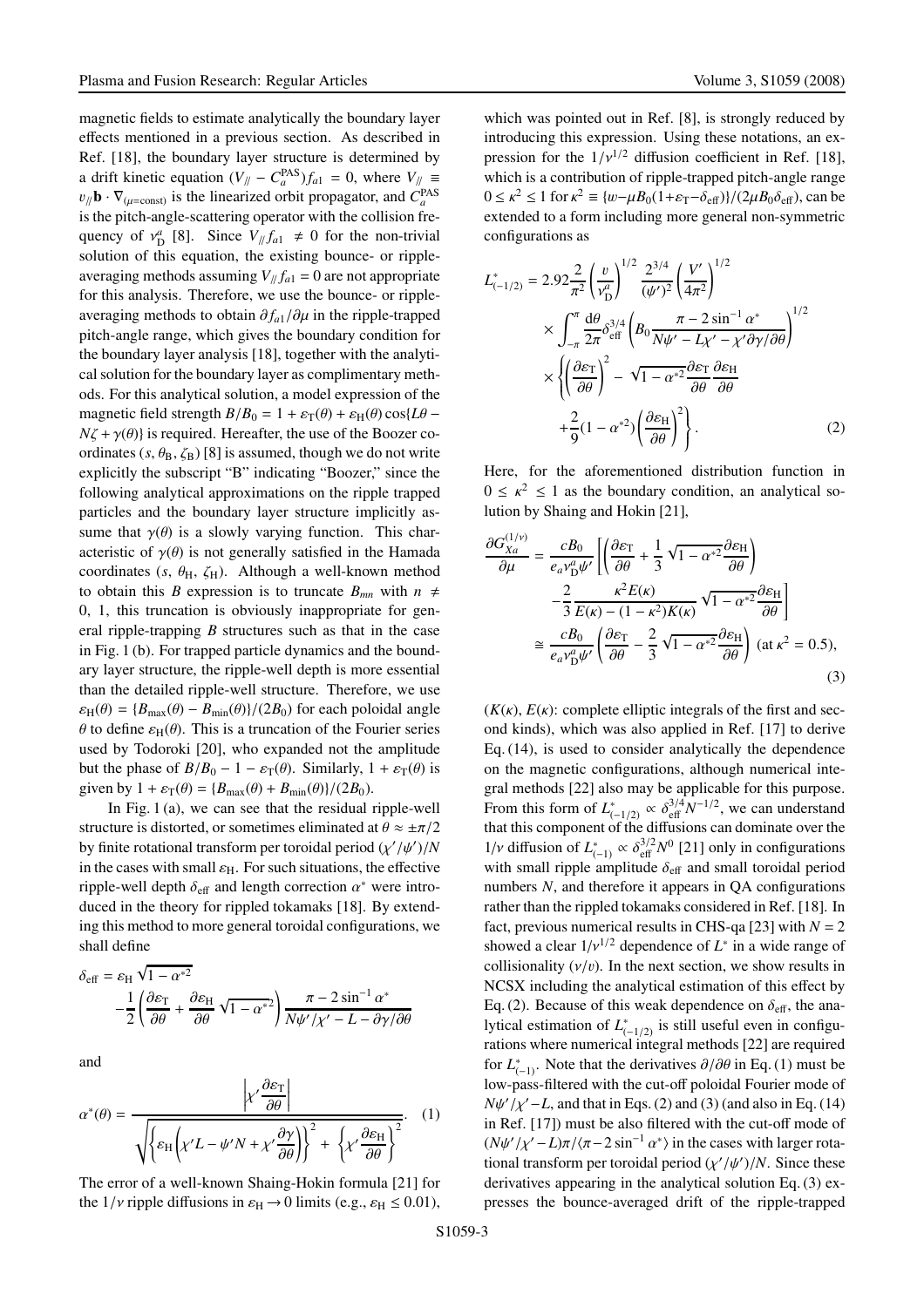magnetic fields to estimate analytically the boundary layer effects mentioned in a previous section. As described in Ref. [18], the boundary layer structure is determined by a drift kinetic equation $(V_{/\!/} - C_a^{\rm PAS})f_{a1} = 0$, where $V_{/\!/} \equiv v_{/\!/}\mathbf{b}\cdot\nabla_{(\mu={\rm const})}$ is the linearized orbit propagator, and $C_a^{\rm PAS}$ is the pitch-angle-scattering operator with the collision frequency of $\nu_{\rm D}^a$ [8]. Since $V_{/\!/} f_{a1} \neq 0$ for the non-trivial solution of this equation, the existing bounce- or ripple-averaging methods assuming $V_{/\!/} f_{a1} = 0$ are not appropriate for this analysis. Therefore, we use the bounce- or ripple-averaging methods to obtain $\partial f_{a1}/\partial\mu$ in the ripple-trapped pitch-angle range, which gives the boundary condition for the boundary layer analysis [18], together with the analytical solution for the boundary layer as complimentary methods. For this analytical solution, a model expression of the magnetic field strength $B/B_0 = 1+\varepsilon_{\rm T}(\theta)+\varepsilon_{\rm H}(\theta)\cos\{L\theta - N\zeta + \gamma(\theta)\}$ is required. Hereafter, the use of the Boozer coordinates $(s, \theta_{\rm B}, \zeta_{\rm B})$ [8] is assumed, though we do not write explicitly the subscript "B" indicating "Boozer," since the following analytical approximations on the ripple trapped particles and the boundary layer structure implicitly assume that $\gamma(\theta)$ is a slowly varying function. This characteristic of $\gamma(\theta)$ is not generally satisfied in the Hamada coordinates $(s, \theta_{\rm H}, \zeta_{\rm H})$. Although a well-known method to obtain this $B$ expression is to truncate $B_{mn}$ with $n \neq 0,\ 1$, this truncation is obviously inappropriate for general ripple-trapping $B$ structures such as that in the case in Fig. 1 (b). For trapped particle dynamics and the boundary layer structure, the ripple-well depth is more essential than the detailed ripple-well structure. Therefore, we use $\varepsilon_{\rm H}(\theta) = \{B_{\max}(\theta) - B_{\min}(\theta)\}/(2B_0)$ for each poloidal angle $\theta$ to define $\varepsilon_{\rm H}(\theta)$. This is a truncation of the Fourier series used by Todoroki [20], who expanded not the amplitude but the phase of $B/B_0 - 1 - \varepsilon_{\rm T}(\theta)$. Similarly, $1+\varepsilon_{\rm T}(\theta)$ is given by $1+\varepsilon_{\rm T}(\theta) = \{B_{\max}(\theta)+B_{\min}(\theta)\}/(2B_0)$.

In Fig. 1 (a), we can see that the residual ripple-well structure is distorted, or sometimes eliminated at $\theta \approx \pm\pi/2$ by finite rotational transform per toroidal period $(\chi'/\psi')/N$ in the cases with small $\varepsilon_{\rm H}$. For such situations, the effective ripple-well depth $\delta_{\rm eff}$ and length correction $\alpha^*$ were introduced in the theory for rippled tokamaks [18]. By extending this method to more general toroidal configurations, we shall define

$$\delta_{\rm eff} = \varepsilon_{\rm H}\sqrt{1-\alpha^{*2}} - \frac{1}{2}\left(\frac{\partial\varepsilon_{\rm T}}{\partial\theta} + \frac{\partial\varepsilon_{\rm H}}{\partial\theta}\sqrt{1-\alpha^{*2}}\right)\frac{\pi - 2\sin^{-1}\alpha^*}{N\psi'/\chi' - L - \partial\gamma/\partial\theta}$$

and

$$\alpha^*(\theta) = \frac{\left|\chi'\dfrac{\partial\varepsilon_{\rm T}}{\partial\theta}\right|}{\sqrt{\left\{\varepsilon_{\rm H}\left(\chi' L - \psi' N + \chi'\dfrac{\partial\gamma}{\partial\theta}\right)\right\}^2 + \left\{\chi'\dfrac{\partial\varepsilon_{\rm H}}{\partial\theta}\right\}^2}}. \quad (1)$$

The error of a well-known Shaing-Hokin formula [21] for the $1/\nu$ ripple diffusions in $\varepsilon_{\rm H} \to 0$ limits (e.g., $\varepsilon_{\rm H} \leq 0.01$), which was pointed out in Ref. [8], is strongly reduced by introducing this expression. Using these notations, an expression for the $1/\nu^{1/2}$ diffusion coefficient in Ref. [18], which is a contribution of ripple-trapped pitch-angle range $0 \leq \kappa^2 \leq 1$ for $\kappa^2 \equiv \{w - \mu B_0(1+\varepsilon_{\rm T} - \delta_{\rm eff})\}/(2\mu B_0\delta_{\rm eff})$, can be extended to a form including more general non-symmetric configurations as

$$\begin{aligned}
L^*_{(-1/2)} &= 2.92\frac{2}{\pi^2}\left(\frac{v}{\nu_{\rm D}^a}\right)^{1/2}\frac{2^{3/4}}{(\psi')^2}\left(\frac{V'}{4\pi^2}\right)^{1/2} \\
&\times \int_{-\pi}^{\pi}\frac{d\theta}{2\pi}\delta_{\rm eff}^{3/4}\left(B_0\frac{\pi - 2\sin^{-1}\alpha^*}{N\psi' - L\chi' - \chi'\partial\gamma/\partial\theta}\right)^{1/2} \\
&\times \left\{\left(\frac{\partial\varepsilon_{\rm T}}{\partial\theta}\right)^2 - \sqrt{1-\alpha^{*2}}\frac{\partial\varepsilon_{\rm T}}{\partial\theta}\frac{\partial\varepsilon_{\rm H}}{\partial\theta} \right. \\
&\left. + \frac{2}{9}(1-\alpha^{*2})\left(\frac{\partial\varepsilon_{\rm H}}{\partial\theta}\right)^2\right\}. \quad (2)
\end{aligned}$$

Here, for the aforementioned distribution function in $0 \leq \kappa^2 \leq 1$ as the boundary condition, an analytical solution by Shaing and Hokin [21],

$$\begin{aligned}
\frac{\partial G_{Xa}^{(1/\nu)}}{\partial\mu} &= \frac{cB_0}{e_a\nu_{\rm D}^a\psi'}\left[\left(\frac{\partial\varepsilon_{\rm T}}{\partial\theta} + \frac{1}{3}\sqrt{1-\alpha^{*2}}\frac{\partial\varepsilon_{\rm H}}{\partial\theta}\right)\right. \\
&\left. - \frac{2}{3}\frac{\kappa^2 E(\kappa)}{E(\kappa) - (1-\kappa^2)K(\kappa)}\sqrt{1-\alpha^{*2}}\frac{\partial\varepsilon_{\rm H}}{\partial\theta}\right] \\
&\cong \frac{cB_0}{e_a\nu_{\rm D}^a\psi'}\left(\frac{\partial\varepsilon_{\rm T}}{\partial\theta} - \frac{2}{3}\sqrt{1-\alpha^{*2}}\frac{\partial\varepsilon_{\rm H}}{\partial\theta}\right)\ (\text{at } \kappa^2 = 0.5),
\end{aligned} \quad (3)$$

($K(\kappa)$, $E(\kappa)$: complete elliptic integrals of the first and second kinds), which was also applied in Ref. [17] to derive Eq. (14), is used to consider analytically the dependence on the magnetic configurations, although numerical integral methods [22] also may be applicable for this purpose. From this form of $L^*_{(-1/2)} \propto \delta_{\rm eff}^{3/4}N^{-1/2}$, we can understand that this component of the diffusions can dominate over the $1/\nu$ diffusion of $L^*_{(-1)} \propto \delta_{\rm eff}^{3/2}N^0$ [21] only in configurations with small ripple amplitude $\delta_{\rm eff}$ and small toroidal period numbers $N$, and therefore it appears in QA configurations rather than the rippled tokamaks considered in Ref. [18]. In fact, previous numerical results in CHS-qa [23] with $N = 2$ showed a clear $1/\nu^{1/2}$ dependence of $L^*$ in a wide range of collisionality $(\nu/v)$. In the next section, we show results in NCSX including the analytical estimation of this effect by Eq. (2). Because of this weak dependence on $\delta_{\rm eff}$, the analytical estimation of $L^*_{(-1/2)}$ is still useful even in configurations where numerical integral methods [22] are required for $L^*_{(-1)}$. Note that the derivatives $\partial/\partial\theta$ in Eq. (1) must be low-pass-filtered with the cut-off poloidal Fourier mode of $N\psi'/\chi' - L$, and that in Eqs. (2) and (3) (and also in Eq. (14) in Ref. [17]) must be also filtered with the cut-off mode of $(N\psi'/\chi' - L)\pi/\langle\pi - 2\sin^{-1}\alpha^*\rangle$ in the cases with larger rotational transform per toroidal period $(\chi'/\psi')/N$. Since these derivatives appearing in the analytical solution Eq. (3) expresses the bounce-averaged drift of the ripple-trapped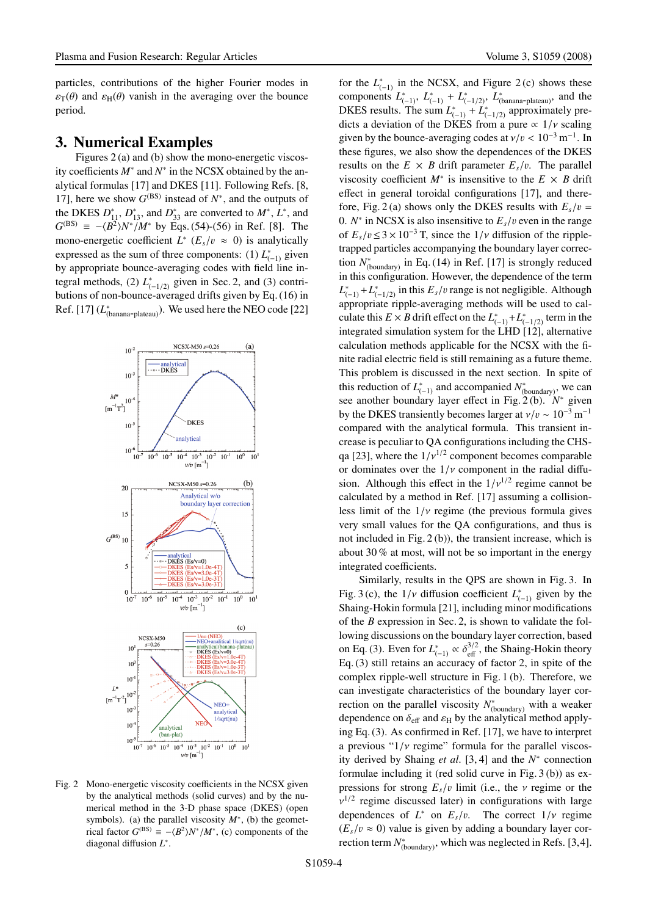particles, contributions of the higher Fourier modes in $\varepsilon_T(\theta)$ and $\varepsilon_H(\theta)$ vanish in the averaging over the bounce period.

## 3. Numerical Examples

Figures 2 (a) and (b) show the mono-energetic viscosity coefficients $M^*$ and $N^*$ in the NCSX obtained by the analytical formulas [17] and DKES [11]. Following Refs. [8, 17], here we show $G^{(BS)}$ instead of $N^*$, and the outputs of the DKES $D^*_{11}$, $D^*_{13}$, and $D^*_{33}$ are converted to $M^*$, $L^*$, and $G^{(BS)} \equiv -\langle B^2 \rangle N^*/M^*$ by Eqs. (54)-(56) in Ref. [8]. The mono-energetic coefficient $L^*$ ($E_s/v \approx 0$) is analytically expressed as the sum of three components: (1) $L^*_{(-1)}$ given by appropriate bounce-averaging codes with field line integral methods, (2) $L^*_{(-1/2)}$ given in Sec. 2, and (3) contributions of non-bounce-averaged drifts given by Eq. (16) in Ref. [17] ($L^*_{(\text{banana-plateau})}$). We used here the NEO code [22] for the $L^*_{(-1)}$ in the NCSX, and Figure 2 (c) shows these components $L^*_{(-1)}$, $L^*_{(-1)} + L^*_{(-1/2)}$, $L^*_{(\text{banana-plateau})}$, and the DKES results. The sum $L^*_{(-1)} + L^*_{(-1/2)}$ approximately predicts a deviation of the DKES from a pure $\propto 1/\nu$ scaling given by the bounce-averaging codes at $\nu/v < 10^{-3}\,\text{m}^{-1}$. In these figures, we also show the dependences of the DKES results on the $E \times B$ drift parameter $E_s/v$. The parallel viscosity coefficient $M^*$ is insensitive to the $E \times B$ drift effect in general toroidal configurations [17], and therefore, Fig. 2 (a) shows only the DKES results with $E_s/v = 0$. $N^*$ in NCSX is also insensitive to $E_s/v$ even in the range of $E_s/v \lesssim 3 \times 10^{-3}$ T, since the $1/\nu$ diffusion of the ripple-trapped particles accompanying the boundary layer correction $N^*_{(\text{boundary})}$ in Eq. (14) in Ref. [17] is strongly reduced in this configuration. However, the dependence of the term $L^*_{(-1)} + L^*_{(-1/2)}$ in this $E_s/v$ range is not negligible. Although appropriate ripple-averaging methods will be used to calculate this $E \times B$ drift effect on the $L^*_{(-1)} + L^*_{(-1/2)}$ term in the integrated simulation system for the LHD [12], alternative calculation methods applicable for the NCSX with the finite radial electric field is still remaining as a future theme. This problem is discussed in the next section. In spite of this reduction of $L^*_{(-1)}$ and accompanied $N^*_{(\text{boundary})}$, we can see another boundary layer effect in Fig. 2 (b). $N^*$ given by the DKES transiently becomes larger at $\nu/v \sim 10^{-3}\,\text{m}^{-1}$ compared with the analytical formula. This transient increase is peculiar to QA configurations including the CHS-qa [23], where the $1/\nu^{1/2}$ component becomes comparable or dominates over the $1/\nu$ component in the radial diffusion. Although this effect in the $1/\nu^{1/2}$ regime cannot be calculated by a method in Ref. [17] assuming a collisionless limit of the $1/\nu$ regime (the previous formula gives very small values for the QA configurations, and thus is not included in Fig. 2 (b)), the transient increase, which is about 30 % at most, will not be so important in the energy integrated coefficients.

Similarly, results in the QPS are shown in Fig. 3. In Fig. 3 (c), the $1/\nu$ diffusion coefficient $L^*_{(-1)}$ given by the Shaing-Hokin formula [21], including minor modifications of the $B$ expression in Sec. 2, is shown to validate the following discussions on the boundary layer correction, based on Eq. (3). Even for $L^*_{(-1)} \propto \delta^{3/2}_{\text{eff}}$, the Shaing-Hokin theory Eq. (3) still retains an accuracy of factor 2, in spite of the complex ripple-well structure in Fig. 1 (b). Therefore, we can investigate characteristics of the boundary layer correction on the parallel viscosity $N^*_{(\text{boundary})}$ with a weaker dependence on $\delta_{\text{eff}}$ and $\varepsilon_H$ by the analytical method applying Eq. (3). As confirmed in Ref. [17], we have to interpret a previous "$1/\nu$ regime" formula for the parallel viscosity derived by Shaing *et al.* [3, 4] and the $N^*$ connection formulae including it (red solid curve in Fig. 3 (b)) as expressions for strong $E_s/v$ limit (i.e., the $\nu$ regime or the $\nu^{1/2}$ regime discussed later) in configurations with large dependences of $L^*$ on $E_s/v$. The correct $1/\nu$ regime ($E_s/v \approx 0$) value is given by adding a boundary layer correction term $N^*_{(\text{boundary})}$, which was neglected in Refs. [3,4].

Fig. 2 Mono-energetic viscosity coefficients in the NCSX given by the analytical methods (solid curves) and by the numerical method in the 3-D phase space (DKES) (open symbols). (a) the parallel viscosity $M^*$, (b) the geometrical factor $G^{(BS)} \equiv -\langle B^2 \rangle N^*/M^*$, (c) components of the diagonal diffusion $L^*$.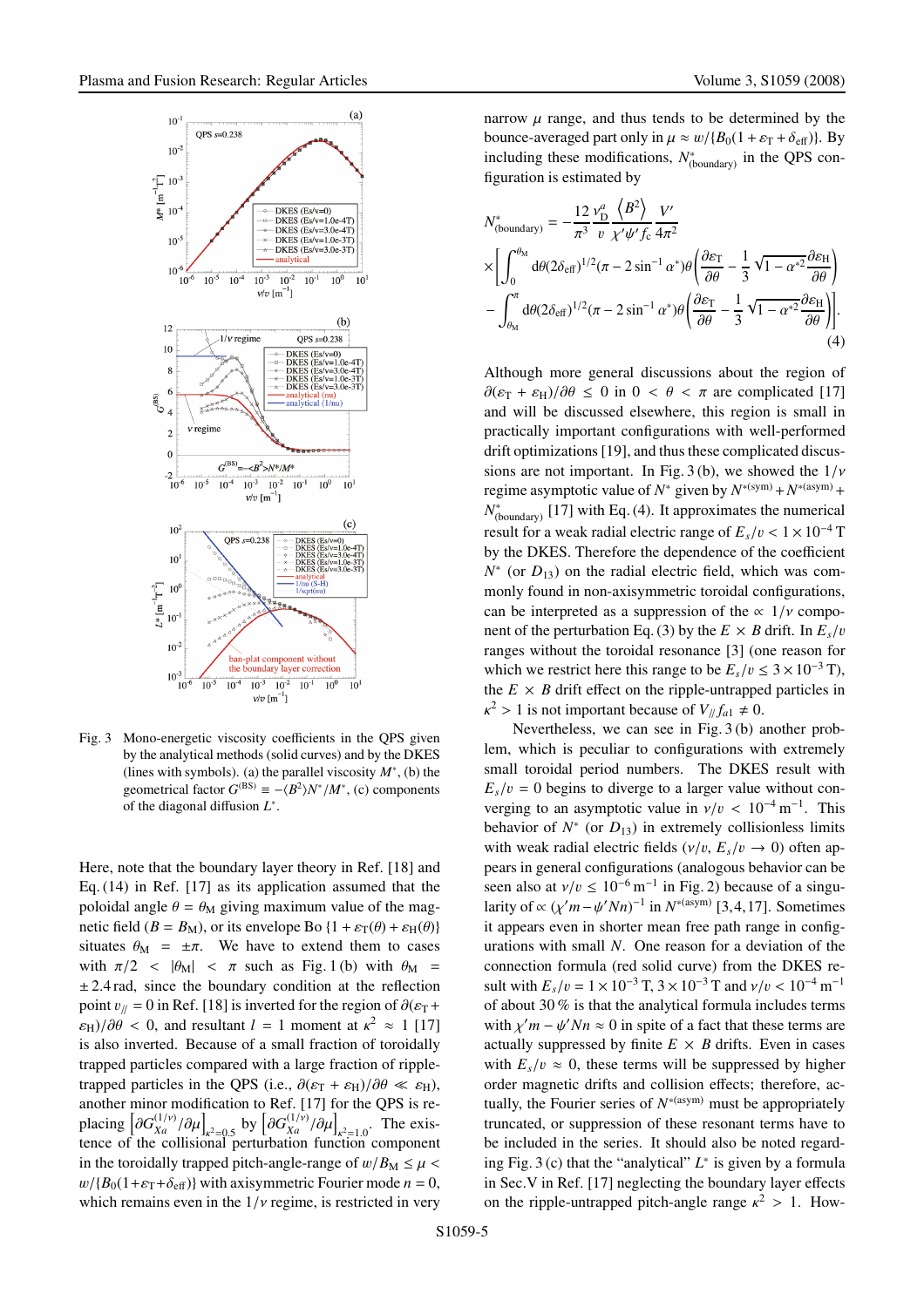Fig. 3 Mono-energetic viscosity coefficients in the QPS given by the analytical methods (solid curves) and by the DKES (lines with symbols). (a) the parallel viscosity $M^*$, (b) the geometrical factor $G^{(\mathrm{BS})} \equiv -\langle B^2 \rangle N^*/M^*$, (c) components of the diagonal diffusion $L^*$.

Here, note that the boundary layer theory in Ref. [18] and Eq. (14) in Ref. [17] as its application assumed that the poloidal angle $\theta = \theta_{\mathrm{M}}$ giving maximum value of the magnetic field ($B = B_{\mathrm{M}}$), or its envelope Bo $\{1 + \varepsilon_{\mathrm{T}}(\theta) + \varepsilon_{\mathrm{H}}(\theta)\}$ situates $\theta_{\mathrm{M}} = \pm\pi$. We have to extend them to cases with $\pi/2 < |\theta_{\mathrm{M}}| < \pi$ such as Fig. 1 (b) with $\theta_{\mathrm{M}} = \pm 2.4$ rad, since the boundary condition at the reflection point $v_{/\!/} = 0$ in Ref. [18] is inverted for the region of $\partial(\varepsilon_{\mathrm{T}} + \varepsilon_{\mathrm{H}})/\partial\theta < 0$, and resultant $l = 1$ moment at $\kappa^2 \approx 1$ [17] is also inverted. Because of a small fraction of toroidally trapped particles compared with a large fraction of ripple-trapped particles in the QPS (i.e., $\partial(\varepsilon_{\mathrm{T}} + \varepsilon_{\mathrm{H}})/\partial\theta \ll \varepsilon_{\mathrm{H}}$), another minor modification to Ref. [17] for the QPS is replacing $\left[\partial G^{(1/\nu)}_{Xa}/\partial\mu\right]_{\kappa^2=0.5}$ by $\left[\partial G^{(1/\nu)}_{Xa}/\partial\mu\right]_{\kappa^2=1.0}$. The existence of the collisional perturbation function component in the toroidally trapped pitch-angle-range of $w/B_{\mathrm{M}} \le \mu < w/\{B_0(1+\varepsilon_{\mathrm{T}}+\delta_{\mathrm{eff}})\}$ with axisymmetric Fourier mode $n = 0$, which remains even in the $1/\nu$ regime, is restricted in very narrow $\mu$ range, and thus tends to be determined by the bounce-averaged part only in $\mu \approx w/\{B_0(1+\varepsilon_{\mathrm{T}}+\delta_{\mathrm{eff}})\}$. By including these modifications, $N^*_{(\mathrm{boundary})}$ in the QPS configuration is estimated by

$$
\begin{aligned}
N^*_{(\mathrm{boundary})} &= -\frac{12}{\pi^3}\frac{v^a_{\mathrm{D}}}{v}\frac{\langle B^2 \rangle}{\chi'\psi' f_c}\frac{V'}{4\pi^2} \\
&\times \left[\int_0^{\theta_{\mathrm{M}}} d\theta (2\delta_{\mathrm{eff}})^{1/2}(\pi - 2\sin^{-1}\alpha^*)\theta\left(\frac{\partial\varepsilon_{\mathrm{T}}}{\partial\theta} - \frac{1}{3}\sqrt{1-\alpha^{*2}}\frac{\partial\varepsilon_{\mathrm{H}}}{\partial\theta}\right)\right. \\
&\left. - \int_{\theta_{\mathrm{M}}}^{\pi} d\theta (2\delta_{\mathrm{eff}})^{1/2}(\pi - 2\sin^{-1}\alpha^*)\theta\left(\frac{\partial\varepsilon_{\mathrm{T}}}{\partial\theta} - \frac{1}{3}\sqrt{1-\alpha^{*2}}\frac{\partial\varepsilon_{\mathrm{H}}}{\partial\theta}\right)\right].
\end{aligned}
\tag{4}
$$

Although more general discussions about the region of $\partial(\varepsilon_{\mathrm{T}} + \varepsilon_{\mathrm{H}})/\partial\theta \le 0$ in $0 < \theta < \pi$ are complicated [17] and will be discussed elsewhere, this region is small in practically important configurations with well-performed drift optimizations [19], and thus these complicated discussions are not important. In Fig. 3 (b), we showed the $1/\nu$ regime asymptotic value of $N^*$ given by $N^{*(\mathrm{sym})} + N^{*(\mathrm{asym})} + N^*_{(\mathrm{boundary})}$ [17] with Eq. (4). It approximates the numerical result for a weak radial electric range of $E_s/v < 1\times 10^{-4}$ T by the DKES. Therefore the dependence of the coefficient $N^*$ (or $D_{13}$) on the radial electric field, which was commonly found in non-axisymmetric toroidal configurations, can be interpreted as a suppression of the $\propto 1/\nu$ component of the perturbation Eq. (3) by the $E \times B$ drift. In $E_s/v$ ranges without the toroidal resonance [3] (one reason for which we restrict here this range to be $E_s/v \le 3\times 10^{-3}$ T), the $E \times B$ drift effect on the ripple-untrapped particles in $\kappa^2 > 1$ is not important because of $V_{/\!/} f_{a1} \neq 0$.

Nevertheless, we can see in Fig. 3 (b) another problem, which is peculiar to configurations with extremely small toroidal period numbers. The DKES result with $E_s/v = 0$ begins to diverge to a larger value without converging to an asymptotic value in $\nu/v < 10^{-4}\,\mathrm{m}^{-1}$. This behavior of $N^*$ (or $D_{13}$) in extremely collisionless limits with weak radial electric fields ($\nu/v$, $E_s/v \to 0$) often appears in general configurations (analogous behavior can be seen also at $\nu/v \le 10^{-6}\,\mathrm{m}^{-1}$ in Fig. 2) because of a singularity of $\propto (\chi' m - \psi' N n)^{-1}$ in $N^{*(\mathrm{asym})}$ [3,4,17]. Sometimes it appears even in shorter mean free path range in configurations with small $N$. One reason for a deviation of the connection formula (red solid curve) from the DKES result with $E_s/v = 1\times 10^{-3}$ T, $3\times 10^{-3}$ T and $\nu/v < 10^{-4}\,\mathrm{m}^{-1}$ of about 30 % is that the analytical formula includes terms with $\chi' m - \psi' N n \approx 0$ in spite of a fact that these terms are actually suppressed by finite $E \times B$ drifts. Even in cases with $E_s/v \approx 0$, these terms will be suppressed by higher order magnetic drifts and collision effects; therefore, actually, the Fourier series of $N^{*(\mathrm{asym})}$ must be appropriately truncated, or suppression of these resonant terms have to be included in the series. It should also be noted regarding Fig. 3 (c) that the "analytical" $L^*$ is given by a formula in Sec. V in Ref. [17] neglecting the boundary layer effects on the ripple-untrapped pitch-angle range $\kappa^2 > 1$. How-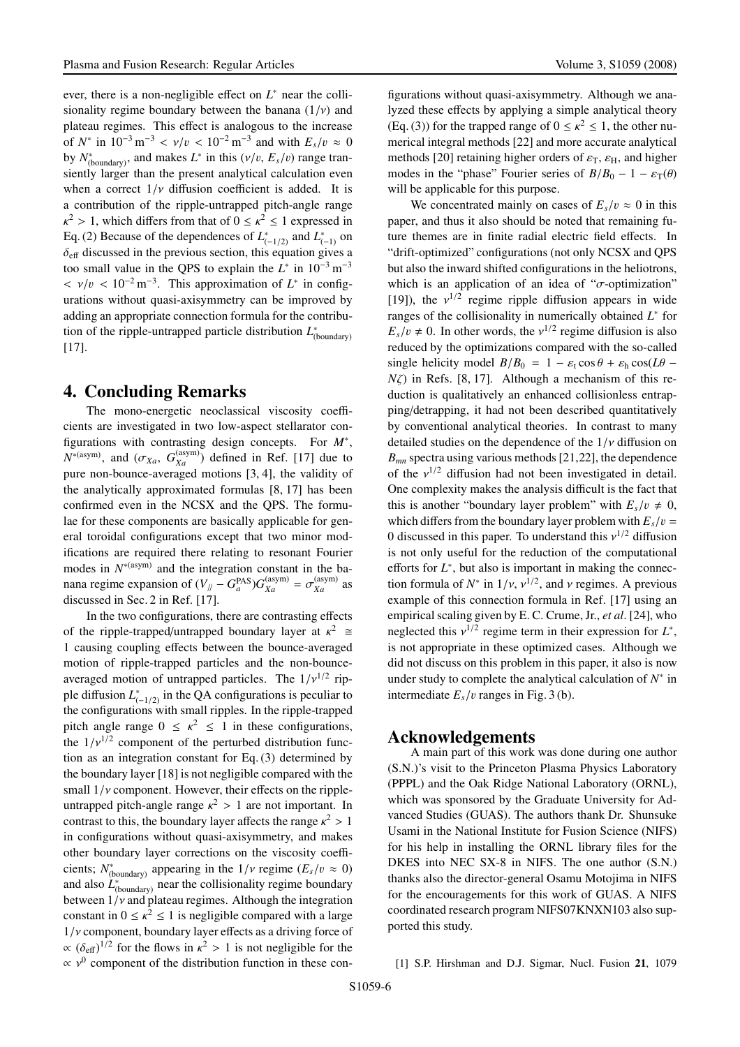ever, there is a non-negligible effect on $L^*$ near the collisionality regime boundary between the banana ($1/\nu$) and plateau regimes. This effect is analogous to the increase of $N^*$ in $10^{-3}\,\mathrm{m}^{-3} < \nu/v < 10^{-2}\,\mathrm{m}^{-3}$ and with $E_s/v \approx 0$ by $N^*_{\mathrm{(boundary)}}$, and makes $L^*$ in this ($\nu/v$, $E_s/v$) range transiently larger than the present analytical calculation even when a correct $1/\nu$ diffusion coefficient is added. It is a contribution of the ripple-untrapped pitch-angle range $\kappa^2 > 1$, which differs from that of $0 \leq \kappa^2 \leq 1$ expressed in Eq. (2) Because of the dependences of $L^*_{(-1/2)}$ and $L^*_{(-1)}$ on $\delta_{\mathrm{eff}}$ discussed in the previous section, this equation gives a too small value in the QPS to explain the $L^*$ in $10^{-3}\,\mathrm{m}^{-3} < \nu/v < 10^{-2}\,\mathrm{m}^{-3}$. This approximation of $L^*$ in configurations without quasi-axisymmetry can be improved by adding an appropriate connection formula for the contribution of the ripple-untrapped particle distribution $L^*_{\mathrm{(boundary)}}$ [17].

## 4. Concluding Remarks

The mono-energetic neoclassical viscosity coefficients are investigated in two low-aspect stellarator configurations with contrasting design concepts. For $M^*$, $N^{*\mathrm{(asym)}}$, and ($\sigma_{Xa}$, $G^{\mathrm{(asym)}}_{Xa}$) defined in Ref. [17] due to pure non-bounce-averaged motions [3, 4], the validity of the analytically approximated formulas [8, 17] has been confirmed even in the NCSX and the QPS. The formulae for these components are basically applicable for general toroidal configurations except that two minor modifications are required there relating to resonant Fourier modes in $N^{*\mathrm{(asym)}}$ and the integration constant in the banana regime expansion of $(V_{/\!/} - G^{\mathrm{PAS}}_a)G^{\mathrm{(asym)}}_{Xa} = \sigma^{\mathrm{(asym)}}_{Xa}$ as discussed in Sec. 2 in Ref. [17].

In the two configurations, there are contrasting effects of the ripple-trapped/untrapped boundary layer at $\kappa^2 \cong 1$ causing coupling effects between the bounce-averaged motion of ripple-trapped particles and the non-bounce-averaged motion of untrapped particles. The $1/\nu^{1/2}$ ripple diffusion $L^*_{(-1/2)}$ in the QA configurations is peculiar to the configurations with small ripples. In the ripple-trapped pitch angle range $0 \leq \kappa^2 \leq 1$ in these configurations, the $1/\nu^{1/2}$ component of the perturbed distribution function as an integration constant for Eq. (3) determined by the boundary layer [18] is not negligible compared with the small $1/\nu$ component. However, their effects on the ripple-untrapped pitch-angle range $\kappa^2 > 1$ are not important. In contrast to this, the boundary layer affects the range $\kappa^2 > 1$ in configurations without quasi-axisymmetry, and makes other boundary layer corrections on the viscosity coefficients; $N^*_{\mathrm{(boundary)}}$ appearing in the $1/\nu$ regime ($E_s/v \approx 0$) and also $L^*_{\mathrm{(boundary)}}$ near the collisionality regime boundary between $1/\nu$ and plateau regimes. Although the integration constant in $0 \leq \kappa^2 \leq 1$ is negligible compared with a large $1/\nu$ component, boundary layer effects as a driving force of $\propto (\delta_{\mathrm{eff}})^{1/2}$ for the flows in $\kappa^2 > 1$ is not negligible for the $\propto \nu^0$ component of the distribution function in these configurations without quasi-axisymmetry. Although we analyzed these effects by applying a simple analytical theory (Eq. (3)) for the trapped range of $0 \leq \kappa^2 \leq 1$, the other numerical integral methods [22] and more accurate analytical methods [20] retaining higher orders of $\varepsilon_{\mathrm{T}}$, $\varepsilon_{\mathrm{H}}$, and higher modes in the "phase" Fourier series of $B/B_0 - 1 - \varepsilon_{\mathrm{T}}(\theta)$ will be applicable for this purpose.

We concentrated mainly on cases of $E_s/v \approx 0$ in this paper, and thus it also should be noted that remaining future themes are in finite radial electric field effects. In "drift-optimized" configurations (not only NCSX and QPS but also the inward shifted configurations in the heliotrons, which is an application of an idea of "$\sigma$-optimization" [19]), the $\nu^{1/2}$ regime ripple diffusion appears in wide ranges of the collisionality in numerically obtained $L^*$ for $E_s/v \neq 0$. In other words, the $\nu^{1/2}$ regime diffusion is also reduced by the optimizations compared with the so-called single helicity model $B/B_0 = 1 - \varepsilon_{\mathrm{t}} \cos\theta + \varepsilon_{\mathrm{h}} \cos(L\theta - N\zeta)$ in Refs. [8, 17]. Although a mechanism of this reduction is qualitatively an enhanced collisionless entrapping/detrapping, it had not been described quantitatively by conventional analytical theories. In contrast to many detailed studies on the dependence of the $1/\nu$ diffusion on $B_{mn}$ spectra using various methods [21,22], the dependence of the $\nu^{1/2}$ diffusion had not been investigated in detail. One complexity makes the analysis difficult is the fact that this is another "boundary layer problem" with $E_s/v \neq 0$, which differs from the boundary layer problem with $E_s/v = 0$ discussed in this paper. To understand this $\nu^{1/2}$ diffusion is not only useful for the reduction of the computational efforts for $L^*$, but also is important in making the connection formula of $N^*$ in $1/\nu$, $\nu^{1/2}$, and $\nu$ regimes. A previous example of this connection formula in Ref. [17] using an empirical scaling given by E. C. Crume, Jr., *et al*. [24], who neglected this $\nu^{1/2}$ regime term in their expression for $L^*$, is not appropriate in these optimized cases. Although we did not discuss on this problem in this paper, it also is now under study to complete the analytical calculation of $N^*$ in intermediate $E_s/v$ ranges in Fig. 3 (b).

## Acknowledgements

A main part of this work was done during one author (S.N.)'s visit to the Princeton Plasma Physics Laboratory (PPPL) and the Oak Ridge National Laboratory (ORNL), which was sponsored by the Graduate University for Advanced Studies (GUAS). The authors thank Dr. Shunsuke Usami in the National Institute for Fusion Science (NIFS) for his help in installing the ORNL library files for the DKES into NEC SX-8 in NIFS. The one author (S.N.) thanks also the director-general Osamu Motojima in NIFS for the encouragements for this work of GUAS. A NIFS coordinated research program NIFS07KNXN103 also supported this study.

[1] S.P. Hirshman and D.J. Sigmar, Nucl. Fusion **21**, 1079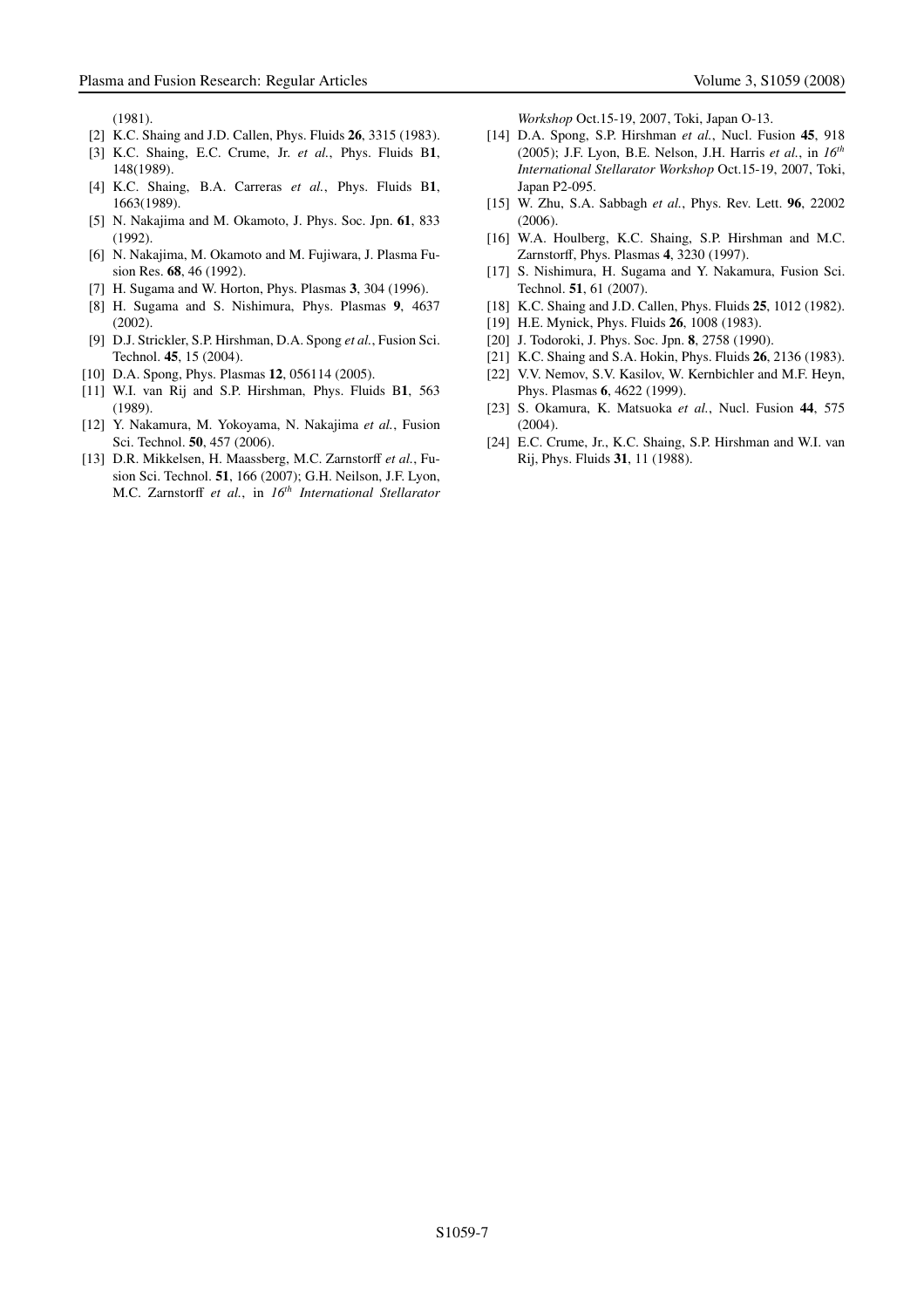(1981).

[2] K.C. Shaing and J.D. Callen, Phys. Fluids **26**, 3315 (1983).

[3] K.C. Shaing, E.C. Crume, Jr. *et al.*, Phys. Fluids B**1**, 148(1989).

[4] K.C. Shaing, B.A. Carreras *et al.*, Phys. Fluids B**1**, 1663(1989).

[5] N. Nakajima and M. Okamoto, J. Phys. Soc. Jpn. **61**, 833 (1992).

[6] N. Nakajima, M. Okamoto and M. Fujiwara, J. Plasma Fusion Res. **68**, 46 (1992).

[7] H. Sugama and W. Horton, Phys. Plasmas **3**, 304 (1996).

[8] H. Sugama and S. Nishimura, Phys. Plasmas **9**, 4637 (2002).

[9] D.J. Strickler, S.P. Hirshman, D.A. Spong *et al.*, Fusion Sci. Technol. **45**, 15 (2004).

[10] D.A. Spong, Phys. Plasmas **12**, 056114 (2005).

[11] W.I. van Rij and S.P. Hirshman, Phys. Fluids B**1**, 563 (1989).

[12] Y. Nakamura, M. Yokoyama, N. Nakajima *et al.*, Fusion Sci. Technol. **50**, 457 (2006).

[13] D.R. Mikkelsen, H. Maassberg, M.C. Zarnstorff *et al.*, Fusion Sci. Technol. **51**, 166 (2007); G.H. Neilson, J.F. Lyon, M.C. Zarnstorff *et al.*, in *16th International Stellarator Workshop* Oct.15-19, 2007, Toki, Japan O-13.

[14] D.A. Spong, S.P. Hirshman *et al.*, Nucl. Fusion **45**, 918 (2005); J.F. Lyon, B.E. Nelson, J.H. Harris *et al.*, in *16th International Stellarator Workshop* Oct.15-19, 2007, Toki, Japan P2-095.

[15] W. Zhu, S.A. Sabbagh *et al.*, Phys. Rev. Lett. **96**, 22002 (2006).

[16] W.A. Houlberg, K.C. Shaing, S.P. Hirshman and M.C. Zarnstorff, Phys. Plasmas **4**, 3230 (1997).

[17] S. Nishimura, H. Sugama and Y. Nakamura, Fusion Sci. Technol. **51**, 61 (2007).

[18] K.C. Shaing and J.D. Callen, Phys. Fluids **25**, 1012 (1982).

[19] H.E. Mynick, Phys. Fluids **26**, 1008 (1983).

[20] J. Todoroki, J. Phys. Soc. Jpn. **8**, 2758 (1990).

[21] K.C. Shaing and S.A. Hokin, Phys. Fluids **26**, 2136 (1983).

[22] V.V. Nemov, S.V. Kasilov, W. Kernbichler and M.F. Heyn, Phys. Plasmas **6**, 4622 (1999).

[23] S. Okamura, K. Matsuoka *et al.*, Nucl. Fusion **44**, 575 (2004).

[24] E.C. Crume, Jr., K.C. Shaing, S.P. Hirshman and W.I. van Rij, Phys. Fluids **31**, 11 (1988).